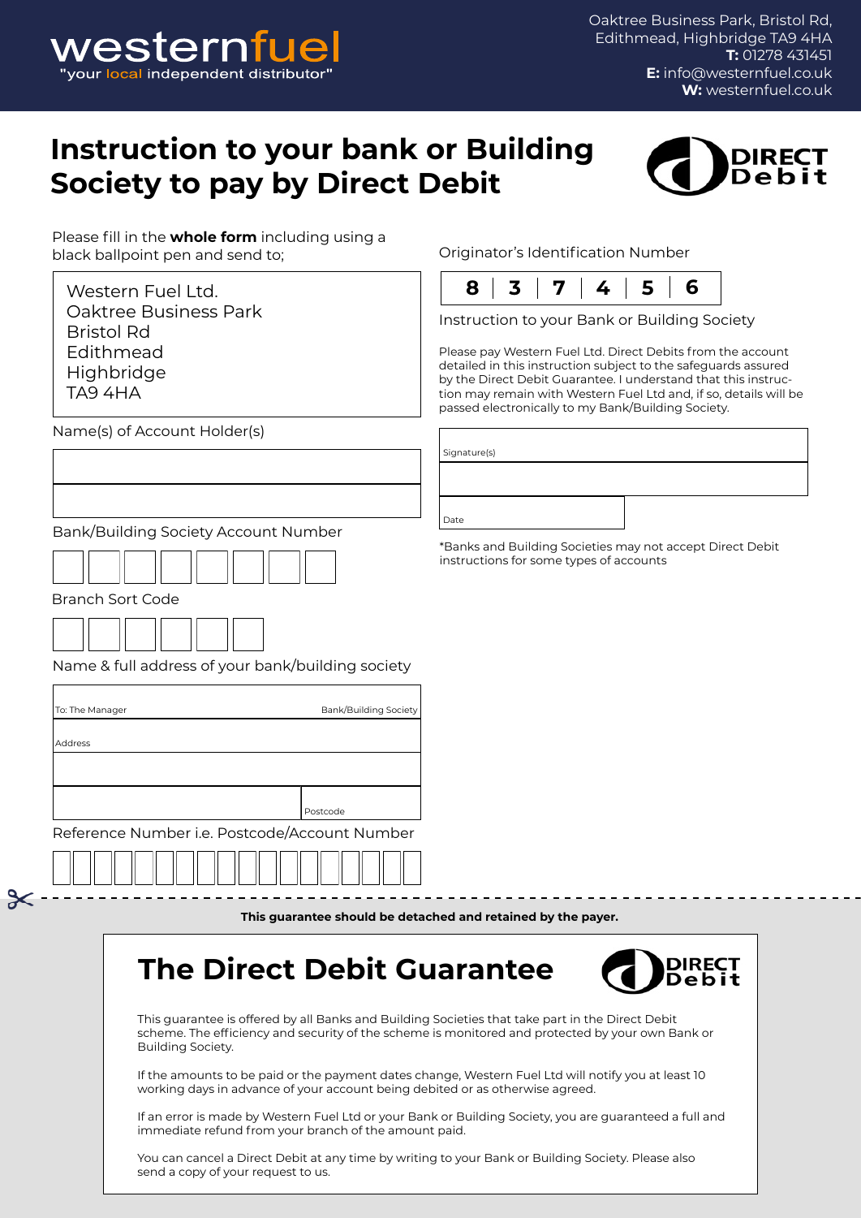westernfuel
"your local independent distributor"

Oaktree Business Park, Bristol Rd, Edithmead, Highbridge TA9 4HA
**T:** 01278 431451
**E:** info@westernfuel.co.uk
**W:** westernfuel.co.uk

# Instruction to your bank or Building Society to pay by Direct Debit

DIRECT Debit

Please fill in the **whole form** including using a black ballpoint pen and send to;

Western Fuel Ltd.
Oaktree Business Park
Bristol Rd
Edithmead
Highbridge
TA9 4HA

Name(s) of Account Holder(s)

Bank/Building Society Account Number

Branch Sort Code

Name & full address of your bank/building society

To: The Manager — Bank/Building Society

Address

Postcode

Reference Number i.e. Postcode/Account Number

Originator's Identification Number

| 8 | 3 | 7 | 4 | 5 | 6 |
|---|---|---|---|---|---|

Instruction to your Bank or Building Society

Please pay Western Fuel Ltd. Direct Debits from the account detailed in this instruction subject to the safeguards assured by the Direct Debit Guarantee. I understand that this instruction may remain with Western Fuel Ltd and, if so, details will be passed electronically to my Bank/Building Society.

Signature(s)

Date

*Banks and Building Societies may not accept Direct Debit instructions for some types of accounts

---

**This guarantee should be detached and retained by the payer.**

## The Direct Debit Guarantee

DIRECT Debit

This guarantee is offered by all Banks and Building Societies that take part in the Direct Debit scheme. The efficiency and security of the scheme is monitored and protected by your own Bank or Building Society.

If the amounts to be paid or the payment dates change, Western Fuel Ltd will notify you at least 10 working days in advance of your account being debited or as otherwise agreed.

If an error is made by Western Fuel Ltd or your Bank or Building Society, you are guaranteed a full and immediate refund from your branch of the amount paid.

You can cancel a Direct Debit at any time by writing to your Bank or Building Society. Please also send a copy of your request to us.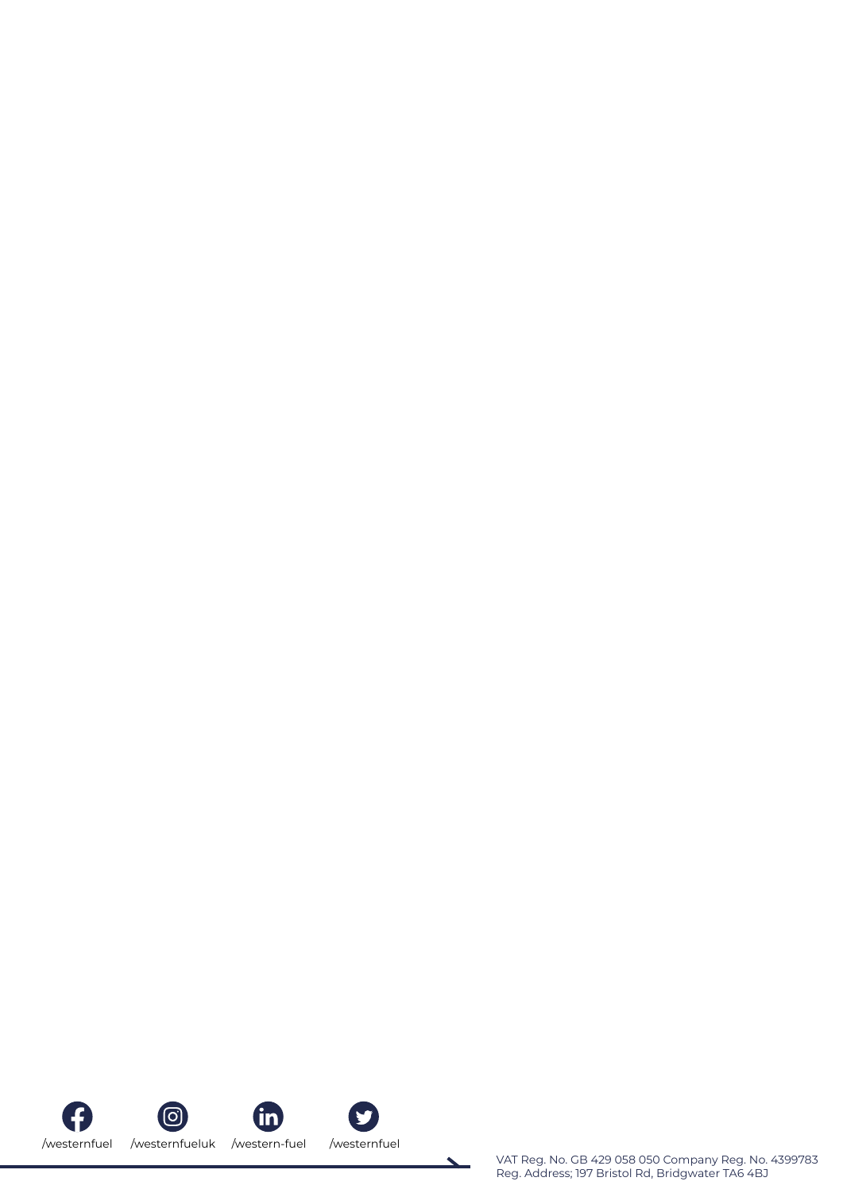/westernfuel /westernfueluk /western-fuel /westernfuel

VAT Reg. No. GB 429 058 050 Company Reg. No. 4399783
Reg. Address; 197 Bristol Rd, Bridgwater TA6 4BJ